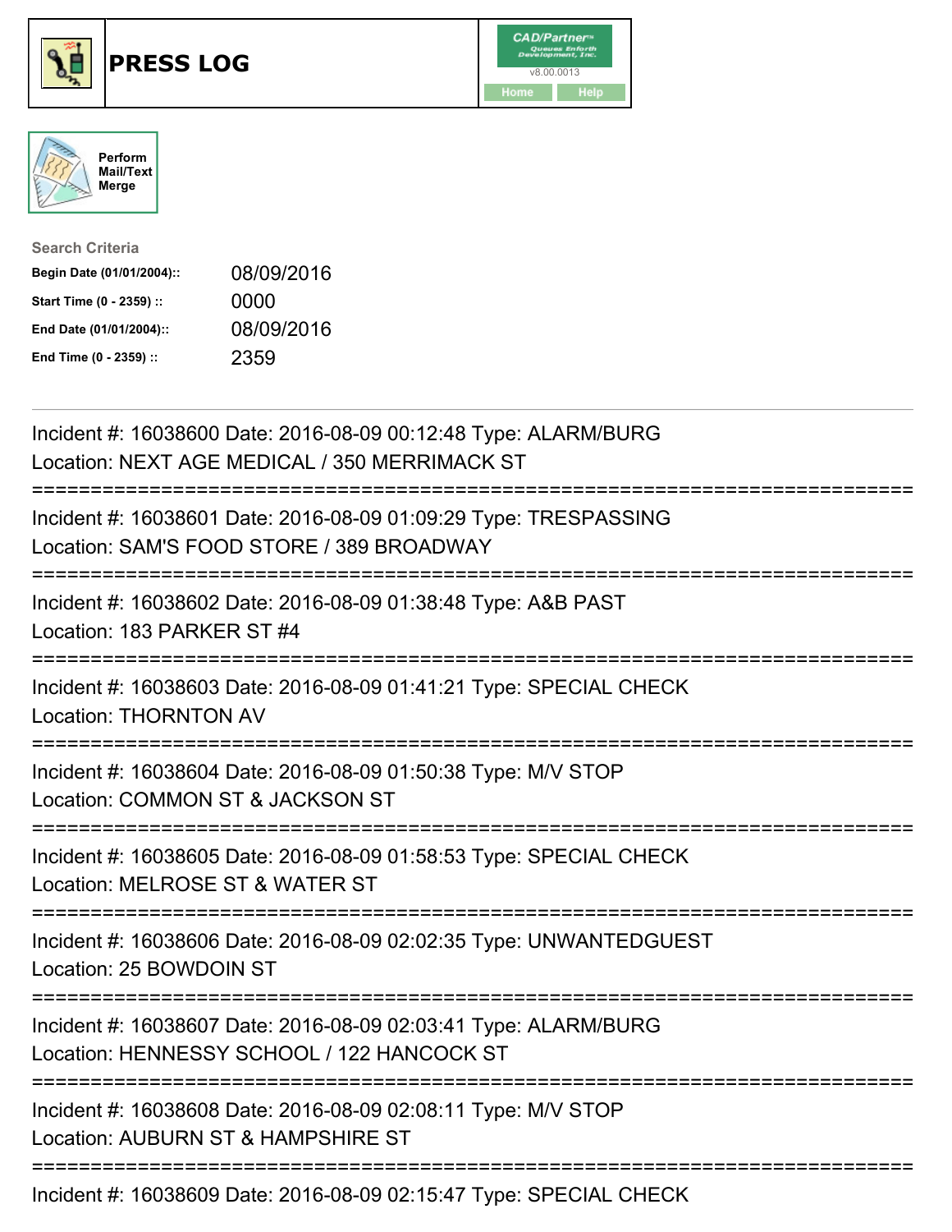# PRESS LOG

Perform Mail/Text Merge

**Search Criteria**

| | |
|---|---|
| **Begin Date (01/01/2004)::** | 08/09/2016 |
| **Start Time (0 - 2359) ::** | 0000 |
| **End Date (01/01/2004)::** | 08/09/2016 |
| **End Time (0 - 2359) ::** | 2359 |

Incident #: 16038600 Date: 2016-08-09 00:12:48 Type: ALARM/BURG
Location: NEXT AGE MEDICAL / 350 MERRIMACK ST

===========================================================================

Incident #: 16038601 Date: 2016-08-09 01:09:29 Type: TRESPASSING
Location: SAM'S FOOD STORE / 389 BROADWAY

===========================================================================

Incident #: 16038602 Date: 2016-08-09 01:38:48 Type: A&B PAST
Location: 183 PARKER ST #4

===========================================================================

Incident #: 16038603 Date: 2016-08-09 01:41:21 Type: SPECIAL CHECK
Location: THORNTON AV

===========================================================================

Incident #: 16038604 Date: 2016-08-09 01:50:38 Type: M/V STOP
Location: COMMON ST & JACKSON ST

===========================================================================

Incident #: 16038605 Date: 2016-08-09 01:58:53 Type: SPECIAL CHECK
Location: MELROSE ST & WATER ST

===========================================================================

Incident #: 16038606 Date: 2016-08-09 02:02:35 Type: UNWANTEDGUEST
Location: 25 BOWDOIN ST

===========================================================================

Incident #: 16038607 Date: 2016-08-09 02:03:41 Type: ALARM/BURG
Location: HENNESSY SCHOOL / 122 HANCOCK ST

===========================================================================

Incident #: 16038608 Date: 2016-08-09 02:08:11 Type: M/V STOP
Location: AUBURN ST & HAMPSHIRE ST

===========================================================================

Incident #: 16038609 Date: 2016-08-09 02:15:47 Type: SPECIAL CHECK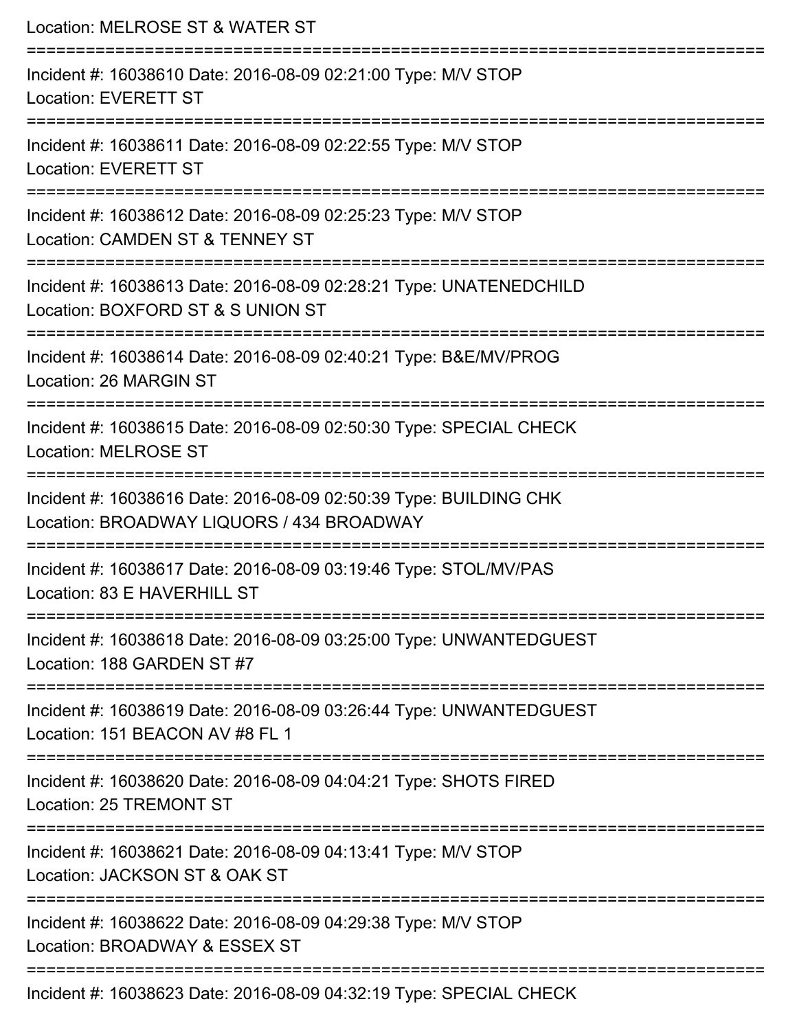Location: MELROSE ST & WATER ST

===========================================================================

Incident #: 16038610 Date: 2016-08-09 02:21:00 Type: M/V STOP
Location: EVERETT ST

===========================================================================

Incident #: 16038611 Date: 2016-08-09 02:22:55 Type: M/V STOP
Location: EVERETT ST

===========================================================================

Incident #: 16038612 Date: 2016-08-09 02:25:23 Type: M/V STOP
Location: CAMDEN ST & TENNEY ST

===========================================================================

Incident #: 16038613 Date: 2016-08-09 02:28:21 Type: UNATENEDCHILD
Location: BOXFORD ST & S UNION ST

===========================================================================

Incident #: 16038614 Date: 2016-08-09 02:40:21 Type: B&E/MV/PROG
Location: 26 MARGIN ST

===========================================================================

Incident #: 16038615 Date: 2016-08-09 02:50:30 Type: SPECIAL CHECK
Location: MELROSE ST

===========================================================================

Incident #: 16038616 Date: 2016-08-09 02:50:39 Type: BUILDING CHK
Location: BROADWAY LIQUORS / 434 BROADWAY

===========================================================================

Incident #: 16038617 Date: 2016-08-09 03:19:46 Type: STOL/MV/PAS
Location: 83 E HAVERHILL ST

===========================================================================

Incident #: 16038618 Date: 2016-08-09 03:25:00 Type: UNWANTEDGUEST
Location: 188 GARDEN ST #7

===========================================================================

Incident #: 16038619 Date: 2016-08-09 03:26:44 Type: UNWANTEDGUEST
Location: 151 BEACON AV #8 FL 1

===========================================================================

Incident #: 16038620 Date: 2016-08-09 04:04:21 Type: SHOTS FIRED
Location: 25 TREMONT ST

===========================================================================

Incident #: 16038621 Date: 2016-08-09 04:13:41 Type: M/V STOP
Location: JACKSON ST & OAK ST

===========================================================================

Incident #: 16038622 Date: 2016-08-09 04:29:38 Type: M/V STOP
Location: BROADWAY & ESSEX ST

===========================================================================

Incident #: 16038623 Date: 2016-08-09 04:32:19 Type: SPECIAL CHECK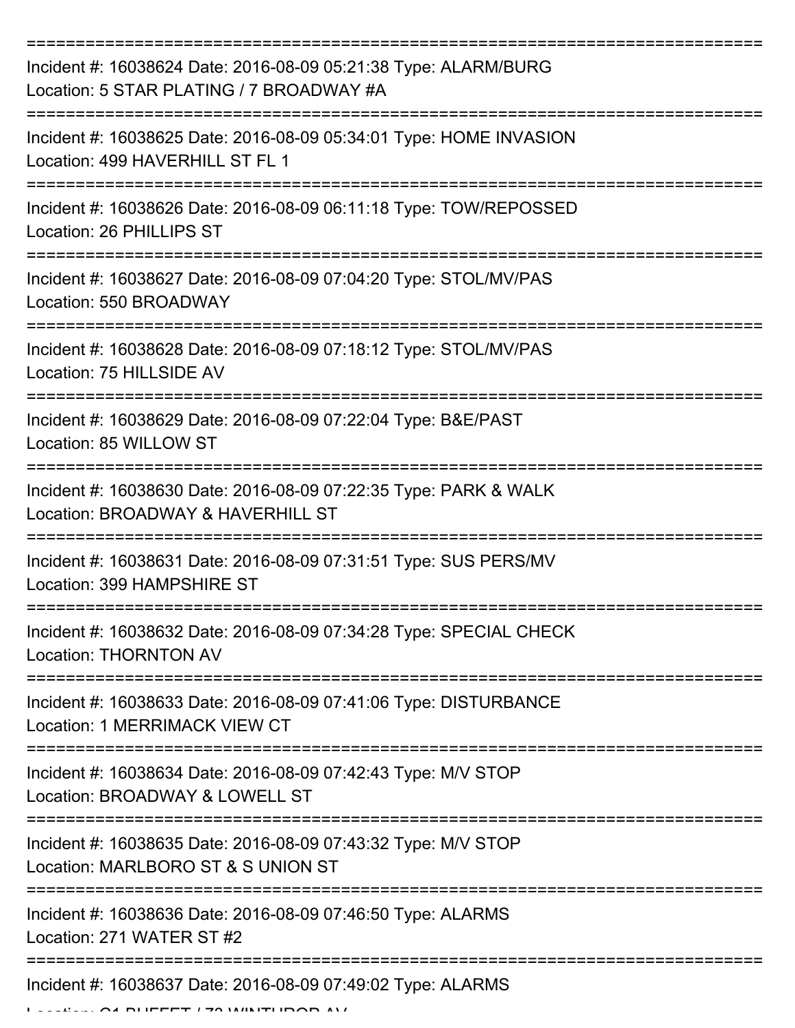===========================================================================

Incident #: 16038624 Date: 2016-08-09 05:21:38 Type: ALARM/BURG
Location: 5 STAR PLATING / 7 BROADWAY #A

===========================================================================

Incident #: 16038625 Date: 2016-08-09 05:34:01 Type: HOME INVASION
Location: 499 HAVERHILL ST FL 1

===========================================================================

Incident #: 16038626 Date: 2016-08-09 06:11:18 Type: TOW/REPOSSED
Location: 26 PHILLIPS ST

===========================================================================

Incident #: 16038627 Date: 2016-08-09 07:04:20 Type: STOL/MV/PAS
Location: 550 BROADWAY

===========================================================================

Incident #: 16038628 Date: 2016-08-09 07:18:12 Type: STOL/MV/PAS
Location: 75 HILLSIDE AV

===========================================================================

Incident #: 16038629 Date: 2016-08-09 07:22:04 Type: B&E/PAST
Location: 85 WILLOW ST

===========================================================================

Incident #: 16038630 Date: 2016-08-09 07:22:35 Type: PARK & WALK
Location: BROADWAY & HAVERHILL ST

===========================================================================

Incident #: 16038631 Date: 2016-08-09 07:31:51 Type: SUS PERS/MV
Location: 399 HAMPSHIRE ST

===========================================================================

Incident #: 16038632 Date: 2016-08-09 07:34:28 Type: SPECIAL CHECK
Location: THORNTON AV

===========================================================================

Incident #: 16038633 Date: 2016-08-09 07:41:06 Type: DISTURBANCE
Location: 1 MERRIMACK VIEW CT

===========================================================================

Incident #: 16038634 Date: 2016-08-09 07:42:43 Type: M/V STOP
Location: BROADWAY & LOWELL ST

===========================================================================

Incident #: 16038635 Date: 2016-08-09 07:43:32 Type: M/V STOP
Location: MARLBORO ST & S UNION ST

===========================================================================

Incident #: 16038636 Date: 2016-08-09 07:46:50 Type: ALARMS
Location: 271 WATER ST #2

===========================================================================

Incident #: 16038637 Date: 2016-08-09 07:49:02 Type: ALARMS
Location: C1 BUFFET / 73 WINTHROP AV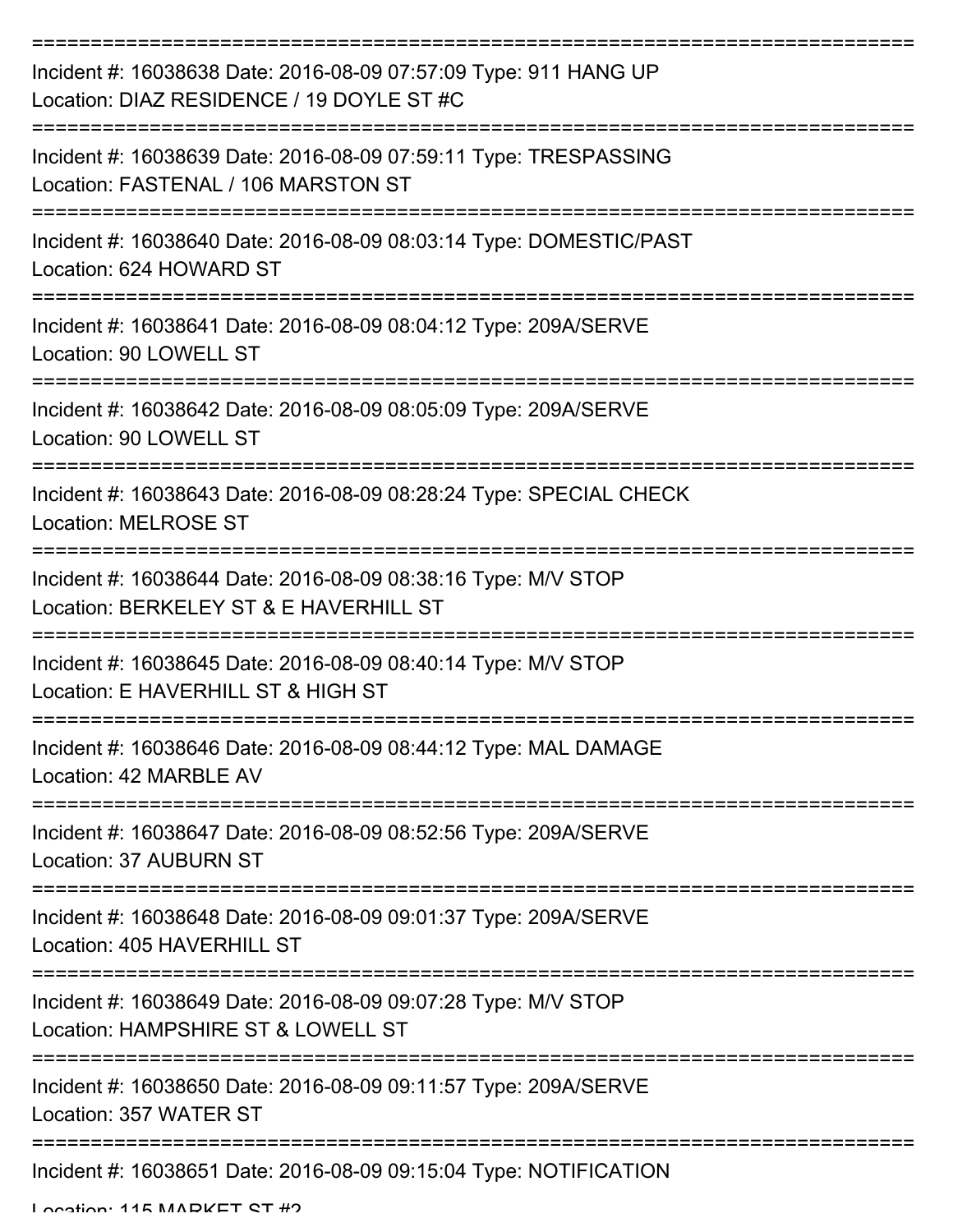===========================================================================

Incident #: 16038638 Date: 2016-08-09 07:57:09 Type: 911 HANG UP

Location: DIAZ RESIDENCE / 19 DOYLE ST #C

===========================================================================

Incident #: 16038639 Date: 2016-08-09 07:59:11 Type: TRESPASSING

Location: FASTENAL / 106 MARSTON ST

===========================================================================

Incident #: 16038640 Date: 2016-08-09 08:03:14 Type: DOMESTIC/PAST

Location: 624 HOWARD ST

===========================================================================

Incident #: 16038641 Date: 2016-08-09 08:04:12 Type: 209A/SERVE

Location: 90 LOWELL ST

===========================================================================

Incident #: 16038642 Date: 2016-08-09 08:05:09 Type: 209A/SERVE

Location: 90 LOWELL ST

===========================================================================

Incident #: 16038643 Date: 2016-08-09 08:28:24 Type: SPECIAL CHECK

Location: MELROSE ST

===========================================================================

Incident #: 16038644 Date: 2016-08-09 08:38:16 Type: M/V STOP

Location: BERKELEY ST & E HAVERHILL ST

===========================================================================

Incident #: 16038645 Date: 2016-08-09 08:40:14 Type: M/V STOP

Location: E HAVERHILL ST & HIGH ST

===========================================================================

Incident #: 16038646 Date: 2016-08-09 08:44:12 Type: MAL DAMAGE

Location: 42 MARBLE AV

===========================================================================

Incident #: 16038647 Date: 2016-08-09 08:52:56 Type: 209A/SERVE

Location: 37 AUBURN ST

===========================================================================

Incident #: 16038648 Date: 2016-08-09 09:01:37 Type: 209A/SERVE

Location: 405 HAVERHILL ST

===========================================================================

Incident #: 16038649 Date: 2016-08-09 09:07:28 Type: M/V STOP

Location: HAMPSHIRE ST & LOWELL ST

===========================================================================

Incident #: 16038650 Date: 2016-08-09 09:11:57 Type: 209A/SERVE

Location: 357 WATER ST

===========================================================================

Incident #: 16038651 Date: 2016-08-09 09:15:04 Type: NOTIFICATION

Location: 115 MARKET ST #2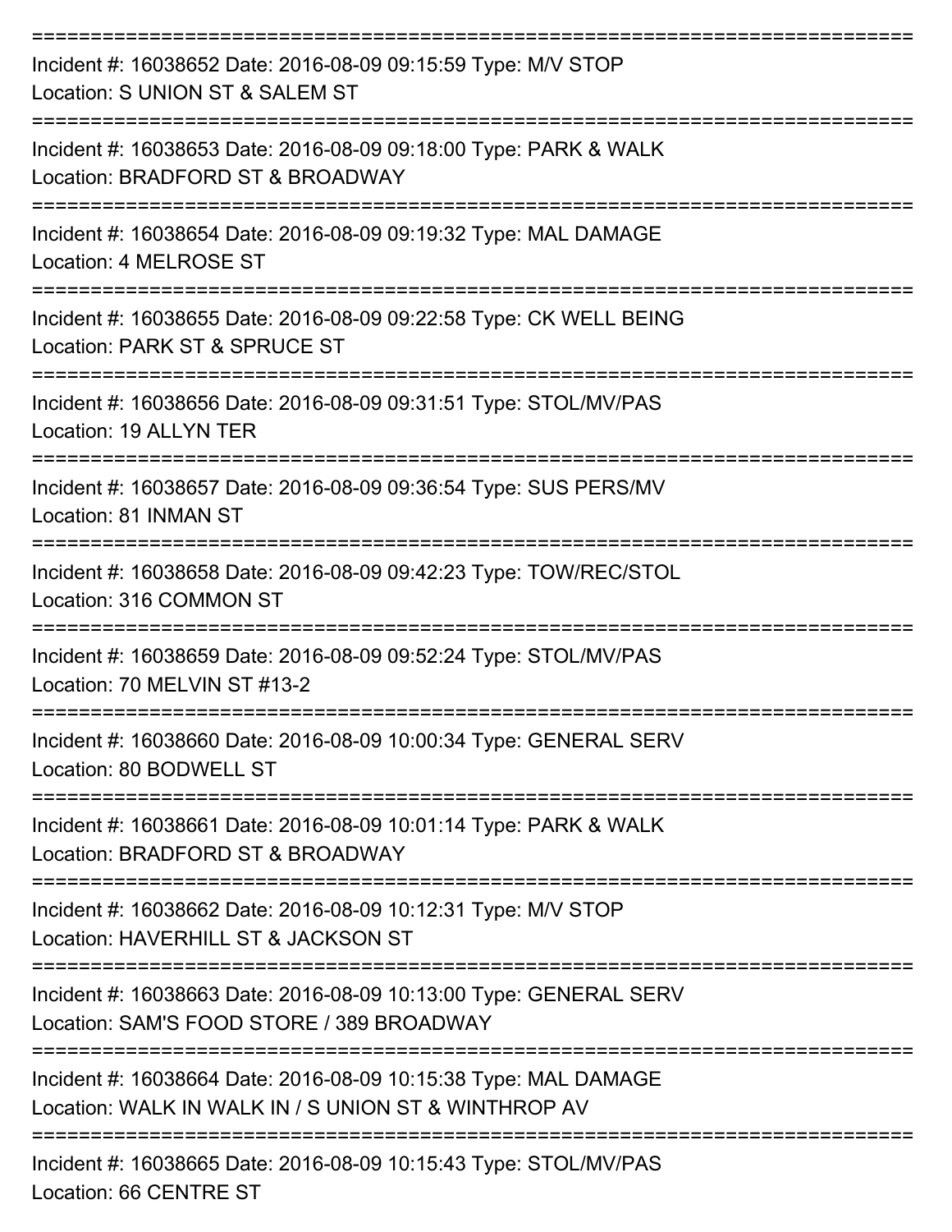===========================================================================
Incident #: 16038652 Date: 2016-08-09 09:15:59 Type: M/V STOP
Location: S UNION ST & SALEM ST
===========================================================================
Incident #: 16038653 Date: 2016-08-09 09:18:00 Type: PARK & WALK
Location: BRADFORD ST & BROADWAY
===========================================================================
Incident #: 16038654 Date: 2016-08-09 09:19:32 Type: MAL DAMAGE
Location: 4 MELROSE ST
===========================================================================
Incident #: 16038655 Date: 2016-08-09 09:22:58 Type: CK WELL BEING
Location: PARK ST & SPRUCE ST
===========================================================================
Incident #: 16038656 Date: 2016-08-09 09:31:51 Type: STOL/MV/PAS
Location: 19 ALLYN TER
===========================================================================
Incident #: 16038657 Date: 2016-08-09 09:36:54 Type: SUS PERS/MV
Location: 81 INMAN ST
===========================================================================
Incident #: 16038658 Date: 2016-08-09 09:42:23 Type: TOW/REC/STOL
Location: 316 COMMON ST
===========================================================================
Incident #: 16038659 Date: 2016-08-09 09:52:24 Type: STOL/MV/PAS
Location: 70 MELVIN ST #13-2
===========================================================================
Incident #: 16038660 Date: 2016-08-09 10:00:34 Type: GENERAL SERV
Location: 80 BODWELL ST
===========================================================================
Incident #: 16038661 Date: 2016-08-09 10:01:14 Type: PARK & WALK
Location: BRADFORD ST & BROADWAY
===========================================================================
Incident #: 16038662 Date: 2016-08-09 10:12:31 Type: M/V STOP
Location: HAVERHILL ST & JACKSON ST
===========================================================================
Incident #: 16038663 Date: 2016-08-09 10:13:00 Type: GENERAL SERV
Location: SAM'S FOOD STORE / 389 BROADWAY
===========================================================================
Incident #: 16038664 Date: 2016-08-09 10:15:38 Type: MAL DAMAGE
Location: WALK IN WALK IN / S UNION ST & WINTHROP AV
===========================================================================
Incident #: 16038665 Date: 2016-08-09 10:15:43 Type: STOL/MV/PAS
Location: 66 CENTRE ST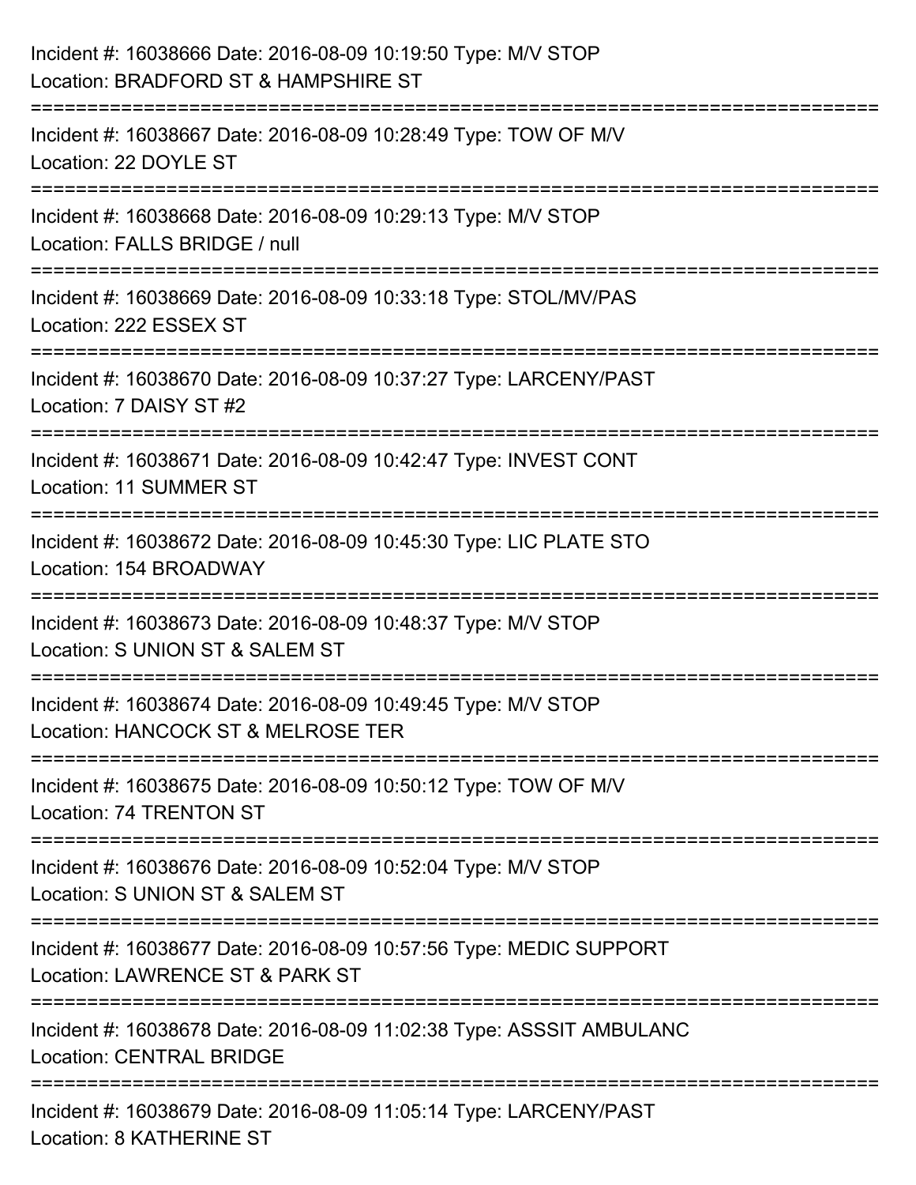Incident #: 16038666 Date: 2016-08-09 10:19:50 Type: M/V STOP
Location: BRADFORD ST & HAMPSHIRE ST

===========================================================================

Incident #: 16038667 Date: 2016-08-09 10:28:49 Type: TOW OF M/V
Location: 22 DOYLE ST

===========================================================================

Incident #: 16038668 Date: 2016-08-09 10:29:13 Type: M/V STOP
Location: FALLS BRIDGE / null

===========================================================================

Incident #: 16038669 Date: 2016-08-09 10:33:18 Type: STOL/MV/PAS
Location: 222 ESSEX ST

===========================================================================

Incident #: 16038670 Date: 2016-08-09 10:37:27 Type: LARCENY/PAST
Location: 7 DAISY ST #2

===========================================================================

Incident #: 16038671 Date: 2016-08-09 10:42:47 Type: INVEST CONT
Location: 11 SUMMER ST

===========================================================================

Incident #: 16038672 Date: 2016-08-09 10:45:30 Type: LIC PLATE STO
Location: 154 BROADWAY

===========================================================================

Incident #: 16038673 Date: 2016-08-09 10:48:37 Type: M/V STOP
Location: S UNION ST & SALEM ST

===========================================================================

Incident #: 16038674 Date: 2016-08-09 10:49:45 Type: M/V STOP
Location: HANCOCK ST & MELROSE TER

===========================================================================

Incident #: 16038675 Date: 2016-08-09 10:50:12 Type: TOW OF M/V
Location: 74 TRENTON ST

===========================================================================

Incident #: 16038676 Date: 2016-08-09 10:52:04 Type: M/V STOP
Location: S UNION ST & SALEM ST

===========================================================================

Incident #: 16038677 Date: 2016-08-09 10:57:56 Type: MEDIC SUPPORT
Location: LAWRENCE ST & PARK ST

===========================================================================

Incident #: 16038678 Date: 2016-08-09 11:02:38 Type: ASSSIT AMBULANC
Location: CENTRAL BRIDGE

===========================================================================

Incident #: 16038679 Date: 2016-08-09 11:05:14 Type: LARCENY/PAST
Location: 8 KATHERINE ST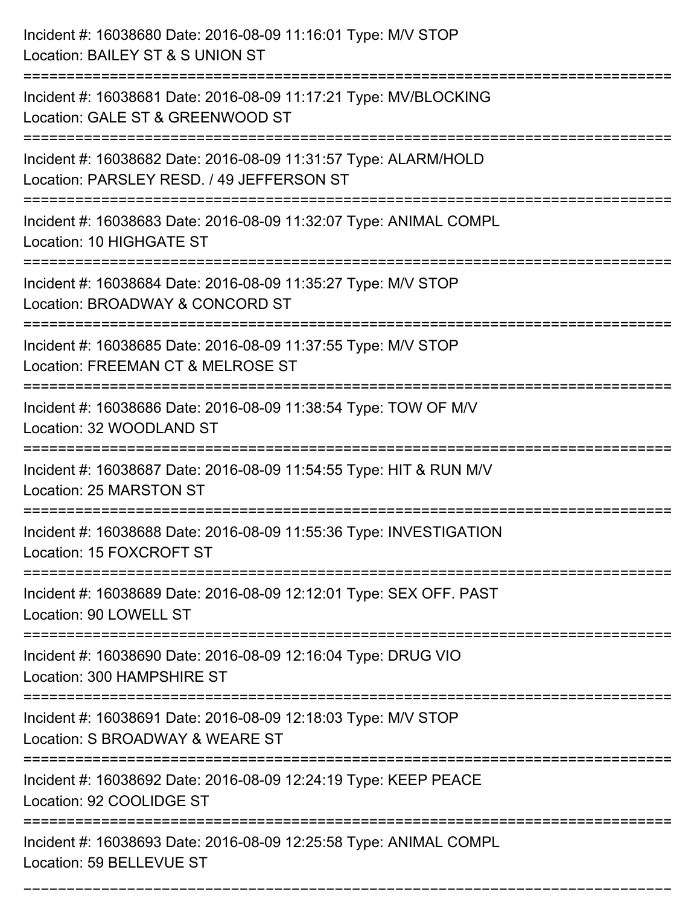Incident #: 16038680 Date: 2016-08-09 11:16:01 Type: M/V STOP
Location: BAILEY ST & S UNION ST

===========================================================================

Incident #: 16038681 Date: 2016-08-09 11:17:21 Type: MV/BLOCKING
Location: GALE ST & GREENWOOD ST

===========================================================================

Incident #: 16038682 Date: 2016-08-09 11:31:57 Type: ALARM/HOLD
Location: PARSLEY RESD. / 49 JEFFERSON ST

===========================================================================

Incident #: 16038683 Date: 2016-08-09 11:32:07 Type: ANIMAL COMPL
Location: 10 HIGHGATE ST

===========================================================================

Incident #: 16038684 Date: 2016-08-09 11:35:27 Type: M/V STOP
Location: BROADWAY & CONCORD ST

===========================================================================

Incident #: 16038685 Date: 2016-08-09 11:37:55 Type: M/V STOP
Location: FREEMAN CT & MELROSE ST

===========================================================================

Incident #: 16038686 Date: 2016-08-09 11:38:54 Type: TOW OF M/V
Location: 32 WOODLAND ST

===========================================================================

Incident #: 16038687 Date: 2016-08-09 11:54:55 Type: HIT & RUN M/V
Location: 25 MARSTON ST

===========================================================================

Incident #: 16038688 Date: 2016-08-09 11:55:36 Type: INVESTIGATION
Location: 15 FOXCROFT ST

===========================================================================

Incident #: 16038689 Date: 2016-08-09 12:12:01 Type: SEX OFF. PAST
Location: 90 LOWELL ST

===========================================================================

Incident #: 16038690 Date: 2016-08-09 12:16:04 Type: DRUG VIO
Location: 300 HAMPSHIRE ST

===========================================================================

Incident #: 16038691 Date: 2016-08-09 12:18:03 Type: M/V STOP
Location: S BROADWAY & WEARE ST

===========================================================================

Incident #: 16038692 Date: 2016-08-09 12:24:19 Type: KEEP PEACE
Location: 92 COOLIDGE ST

===========================================================================

Incident #: 16038693 Date: 2016-08-09 12:25:58 Type: ANIMAL COMPL
Location: 59 BELLEVUE ST

===========================================================================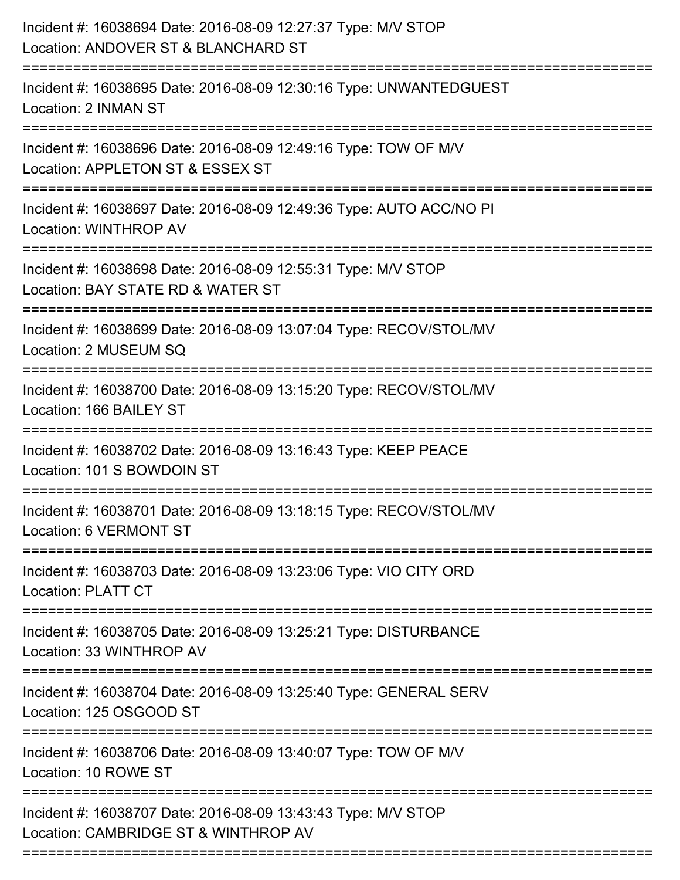Incident #: 16038694 Date: 2016-08-09 12:27:37 Type: M/V STOP
Location: ANDOVER ST & BLANCHARD ST

===========================================================================

Incident #: 16038695 Date: 2016-08-09 12:30:16 Type: UNWANTEDGUEST
Location: 2 INMAN ST

===========================================================================

Incident #: 16038696 Date: 2016-08-09 12:49:16 Type: TOW OF M/V
Location: APPLETON ST & ESSEX ST

===========================================================================

Incident #: 16038697 Date: 2016-08-09 12:49:36 Type: AUTO ACC/NO PI
Location: WINTHROP AV

===========================================================================

Incident #: 16038698 Date: 2016-08-09 12:55:31 Type: M/V STOP
Location: BAY STATE RD & WATER ST

===========================================================================

Incident #: 16038699 Date: 2016-08-09 13:07:04 Type: RECOV/STOL/MV
Location: 2 MUSEUM SQ

===========================================================================

Incident #: 16038700 Date: 2016-08-09 13:15:20 Type: RECOV/STOL/MV
Location: 166 BAILEY ST

===========================================================================

Incident #: 16038702 Date: 2016-08-09 13:16:43 Type: KEEP PEACE
Location: 101 S BOWDOIN ST

===========================================================================

Incident #: 16038701 Date: 2016-08-09 13:18:15 Type: RECOV/STOL/MV
Location: 6 VERMONT ST

===========================================================================

Incident #: 16038703 Date: 2016-08-09 13:23:06 Type: VIO CITY ORD
Location: PLATT CT

===========================================================================

Incident #: 16038705 Date: 2016-08-09 13:25:21 Type: DISTURBANCE
Location: 33 WINTHROP AV

===========================================================================

Incident #: 16038704 Date: 2016-08-09 13:25:40 Type: GENERAL SERV
Location: 125 OSGOOD ST

===========================================================================

Incident #: 16038706 Date: 2016-08-09 13:40:07 Type: TOW OF M/V
Location: 10 ROWE ST

===========================================================================

Incident #: 16038707 Date: 2016-08-09 13:43:43 Type: M/V STOP
Location: CAMBRIDGE ST & WINTHROP AV

===========================================================================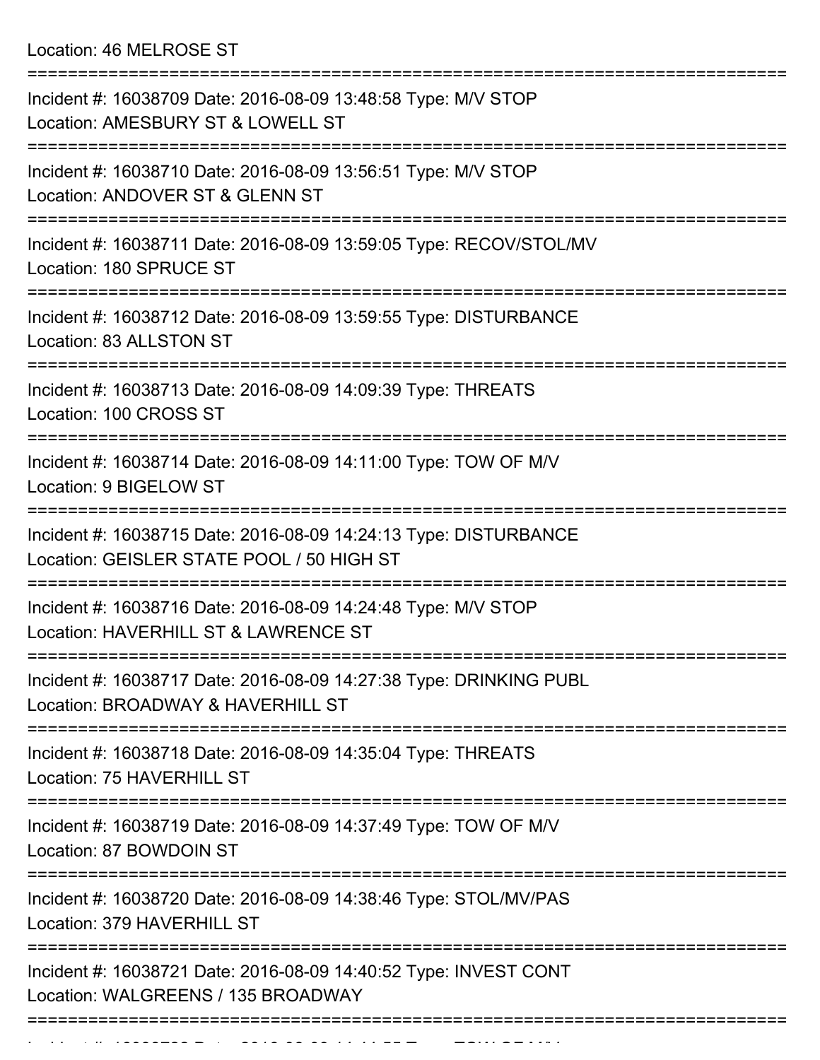Location: 46 MELROSE ST

===========================================================================

Incident #: 16038709 Date: 2016-08-09 13:48:58 Type: M/V STOP
Location: AMESBURY ST & LOWELL ST

===========================================================================

Incident #: 16038710 Date: 2016-08-09 13:56:51 Type: M/V STOP
Location: ANDOVER ST & GLENN ST

===========================================================================

Incident #: 16038711 Date: 2016-08-09 13:59:05 Type: RECOV/STOL/MV
Location: 180 SPRUCE ST

===========================================================================

Incident #: 16038712 Date: 2016-08-09 13:59:55 Type: DISTURBANCE
Location: 83 ALLSTON ST

===========================================================================

Incident #: 16038713 Date: 2016-08-09 14:09:39 Type: THREATS
Location: 100 CROSS ST

===========================================================================

Incident #: 16038714 Date: 2016-08-09 14:11:00 Type: TOW OF M/V
Location: 9 BIGELOW ST

===========================================================================

Incident #: 16038715 Date: 2016-08-09 14:24:13 Type: DISTURBANCE
Location: GEISLER STATE POOL / 50 HIGH ST

===========================================================================

Incident #: 16038716 Date: 2016-08-09 14:24:48 Type: M/V STOP
Location: HAVERHILL ST & LAWRENCE ST

===========================================================================

Incident #: 16038717 Date: 2016-08-09 14:27:38 Type: DRINKING PUBL
Location: BROADWAY & HAVERHILL ST

===========================================================================

Incident #: 16038718 Date: 2016-08-09 14:35:04 Type: THREATS
Location: 75 HAVERHILL ST

===========================================================================

Incident #: 16038719 Date: 2016-08-09 14:37:49 Type: TOW OF M/V
Location: 87 BOWDOIN ST

===========================================================================

Incident #: 16038720 Date: 2016-08-09 14:38:46 Type: STOL/MV/PAS
Location: 379 HAVERHILL ST

===========================================================================

Incident #: 16038721 Date: 2016-08-09 14:40:52 Type: INVEST CONT
Location: WALGREENS / 135 BROADWAY

===========================================================================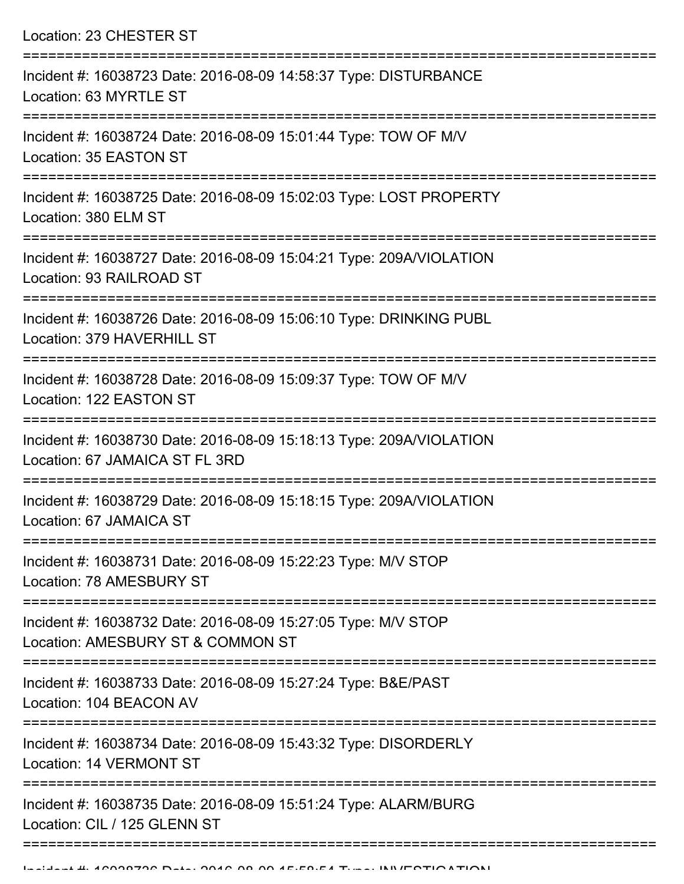Location: 23 CHESTER ST

===========================================================================

Incident #: 16038723 Date: 2016-08-09 14:58:37 Type: DISTURBANCE
Location: 63 MYRTLE ST

===========================================================================

Incident #: 16038724 Date: 2016-08-09 15:01:44 Type: TOW OF M/V
Location: 35 EASTON ST

===========================================================================

Incident #: 16038725 Date: 2016-08-09 15:02:03 Type: LOST PROPERTY
Location: 380 ELM ST

===========================================================================

Incident #: 16038727 Date: 2016-08-09 15:04:21 Type: 209A/VIOLATION
Location: 93 RAILROAD ST

===========================================================================

Incident #: 16038726 Date: 2016-08-09 15:06:10 Type: DRINKING PUBL
Location: 379 HAVERHILL ST

===========================================================================

Incident #: 16038728 Date: 2016-08-09 15:09:37 Type: TOW OF M/V
Location: 122 EASTON ST

===========================================================================

Incident #: 16038730 Date: 2016-08-09 15:18:13 Type: 209A/VIOLATION
Location: 67 JAMAICA ST FL 3RD

===========================================================================

Incident #: 16038729 Date: 2016-08-09 15:18:15 Type: 209A/VIOLATION
Location: 67 JAMAICA ST

===========================================================================

Incident #: 16038731 Date: 2016-08-09 15:22:23 Type: M/V STOP
Location: 78 AMESBURY ST

===========================================================================

Incident #: 16038732 Date: 2016-08-09 15:27:05 Type: M/V STOP
Location: AMESBURY ST & COMMON ST

===========================================================================

Incident #: 16038733 Date: 2016-08-09 15:27:24 Type: B&E/PAST
Location: 104 BEACON AV

===========================================================================

Incident #: 16038734 Date: 2016-08-09 15:43:32 Type: DISORDERLY
Location: 14 VERMONT ST

===========================================================================

Incident #: 16038735 Date: 2016-08-09 15:51:24 Type: ALARM/BURG
Location: CIL / 125 GLENN ST

===========================================================================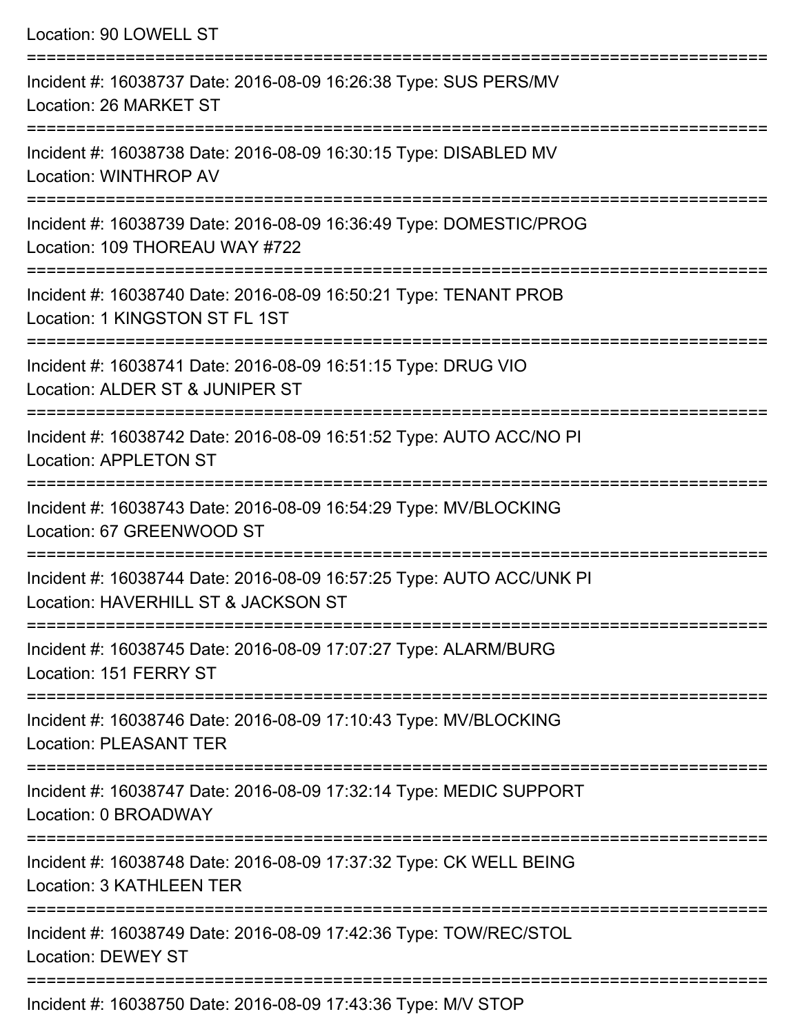Location: 90 LOWELL ST

===========================================================================

Incident #: 16038737 Date: 2016-08-09 16:26:38 Type: SUS PERS/MV
Location: 26 MARKET ST

===========================================================================

Incident #: 16038738 Date: 2016-08-09 16:30:15 Type: DISABLED MV
Location: WINTHROP AV

===========================================================================

Incident #: 16038739 Date: 2016-08-09 16:36:49 Type: DOMESTIC/PROG
Location: 109 THOREAU WAY #722

===========================================================================

Incident #: 16038740 Date: 2016-08-09 16:50:21 Type: TENANT PROB
Location: 1 KINGSTON ST FL 1ST

===========================================================================

Incident #: 16038741 Date: 2016-08-09 16:51:15 Type: DRUG VIO
Location: ALDER ST & JUNIPER ST

===========================================================================

Incident #: 16038742 Date: 2016-08-09 16:51:52 Type: AUTO ACC/NO PI
Location: APPLETON ST

===========================================================================

Incident #: 16038743 Date: 2016-08-09 16:54:29 Type: MV/BLOCKING
Location: 67 GREENWOOD ST

===========================================================================

Incident #: 16038744 Date: 2016-08-09 16:57:25 Type: AUTO ACC/UNK PI
Location: HAVERHILL ST & JACKSON ST

===========================================================================

Incident #: 16038745 Date: 2016-08-09 17:07:27 Type: ALARM/BURG
Location: 151 FERRY ST

===========================================================================

Incident #: 16038746 Date: 2016-08-09 17:10:43 Type: MV/BLOCKING
Location: PLEASANT TER

===========================================================================

Incident #: 16038747 Date: 2016-08-09 17:32:14 Type: MEDIC SUPPORT
Location: 0 BROADWAY

===========================================================================

Incident #: 16038748 Date: 2016-08-09 17:37:32 Type: CK WELL BEING
Location: 3 KATHLEEN TER

===========================================================================

Incident #: 16038749 Date: 2016-08-09 17:42:36 Type: TOW/REC/STOL
Location: DEWEY ST

===========================================================================

Incident #: 16038750 Date: 2016-08-09 17:43:36 Type: M/V STOP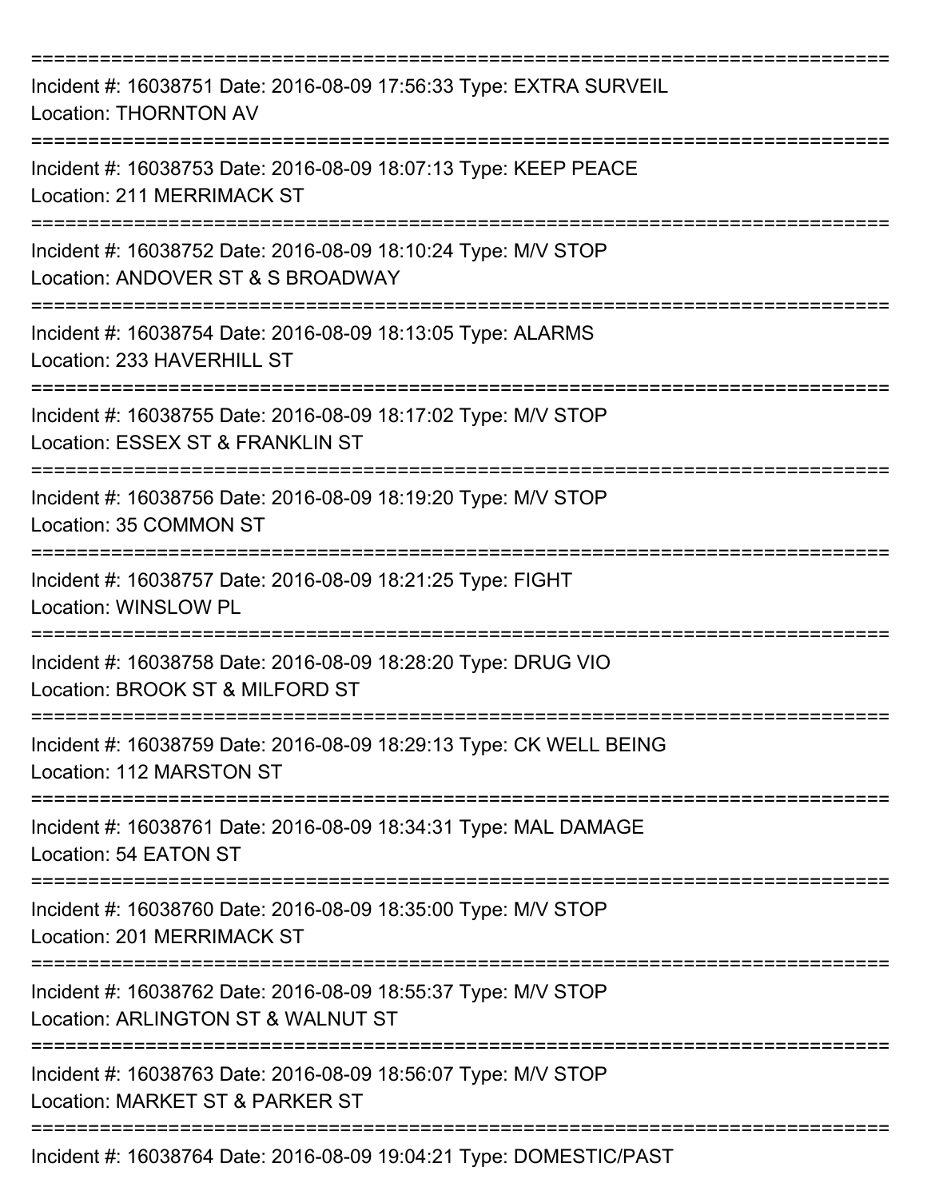===========================================================================

Incident #: 16038751 Date: 2016-08-09 17:56:33 Type: EXTRA SURVEIL
Location: THORNTON AV

===========================================================================

Incident #: 16038753 Date: 2016-08-09 18:07:13 Type: KEEP PEACE
Location: 211 MERRIMACK ST

===========================================================================

Incident #: 16038752 Date: 2016-08-09 18:10:24 Type: M/V STOP
Location: ANDOVER ST & S BROADWAY

===========================================================================

Incident #: 16038754 Date: 2016-08-09 18:13:05 Type: ALARMS
Location: 233 HAVERHILL ST

===========================================================================

Incident #: 16038755 Date: 2016-08-09 18:17:02 Type: M/V STOP
Location: ESSEX ST & FRANKLIN ST

===========================================================================

Incident #: 16038756 Date: 2016-08-09 18:19:20 Type: M/V STOP
Location: 35 COMMON ST

===========================================================================

Incident #: 16038757 Date: 2016-08-09 18:21:25 Type: FIGHT
Location: WINSLOW PL

===========================================================================

Incident #: 16038758 Date: 2016-08-09 18:28:20 Type: DRUG VIO
Location: BROOK ST & MILFORD ST

===========================================================================

Incident #: 16038759 Date: 2016-08-09 18:29:13 Type: CK WELL BEING
Location: 112 MARSTON ST

===========================================================================

Incident #: 16038761 Date: 2016-08-09 18:34:31 Type: MAL DAMAGE
Location: 54 EATON ST

===========================================================================

Incident #: 16038760 Date: 2016-08-09 18:35:00 Type: M/V STOP
Location: 201 MERRIMACK ST

===========================================================================

Incident #: 16038762 Date: 2016-08-09 18:55:37 Type: M/V STOP
Location: ARLINGTON ST & WALNUT ST

===========================================================================

Incident #: 16038763 Date: 2016-08-09 18:56:07 Type: M/V STOP
Location: MARKET ST & PARKER ST

===========================================================================

Incident #: 16038764 Date: 2016-08-09 19:04:21 Type: DOMESTIC/PAST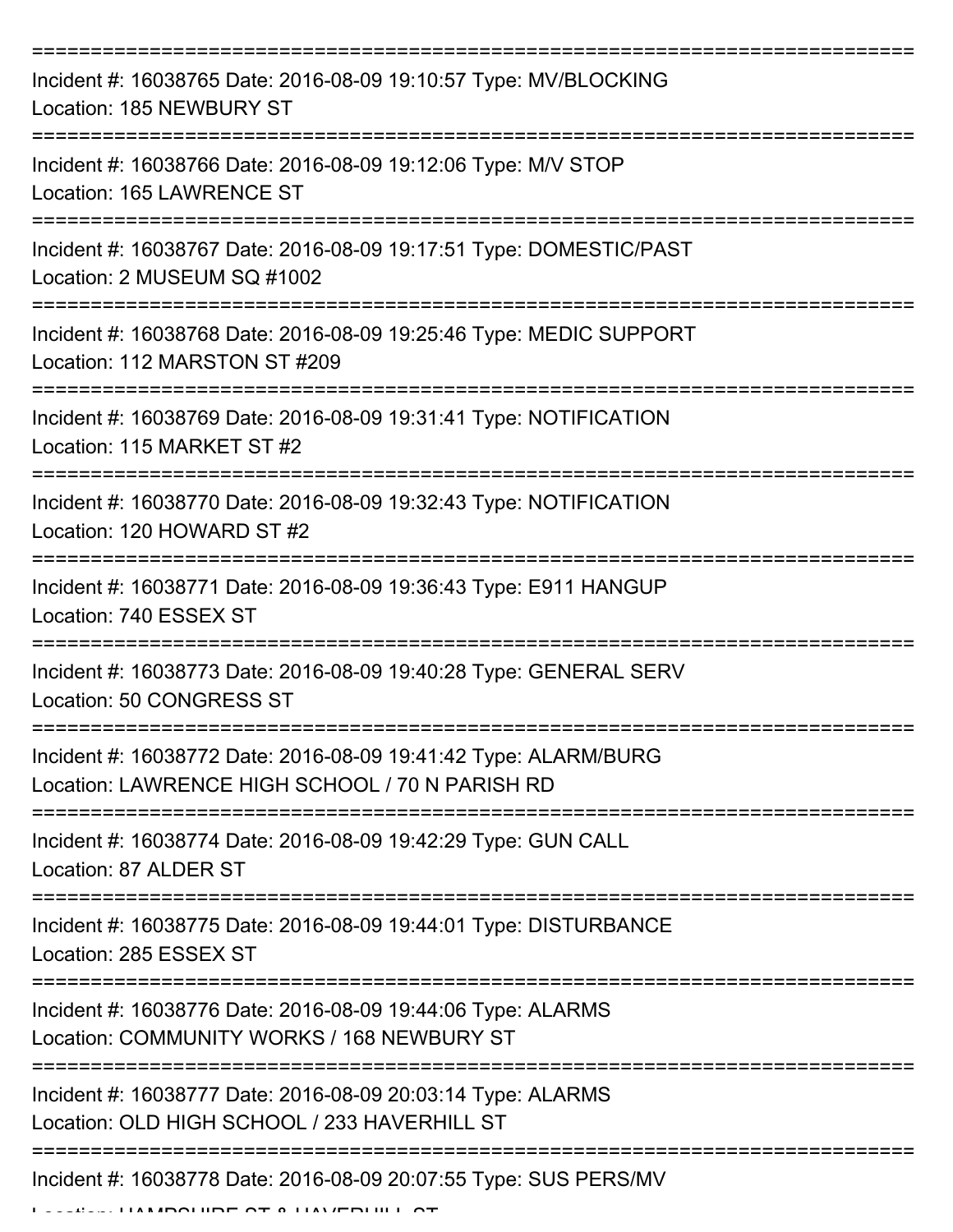Incident #: 16038765 Date: 2016-08-09 19:10:57 Type: MV/BLOCKING
Location: 185 NEWBURY ST

Incident #: 16038766 Date: 2016-08-09 19:12:06 Type: M/V STOP
Location: 165 LAWRENCE ST

Incident #: 16038767 Date: 2016-08-09 19:17:51 Type: DOMESTIC/PAST
Location: 2 MUSEUM SQ #1002

Incident #: 16038768 Date: 2016-08-09 19:25:46 Type: MEDIC SUPPORT
Location: 112 MARSTON ST #209

Incident #: 16038769 Date: 2016-08-09 19:31:41 Type: NOTIFICATION
Location: 115 MARKET ST #2

Incident #: 16038770 Date: 2016-08-09 19:32:43 Type: NOTIFICATION
Location: 120 HOWARD ST #2

Incident #: 16038771 Date: 2016-08-09 19:36:43 Type: E911 HANGUP
Location: 740 ESSEX ST

Incident #: 16038773 Date: 2016-08-09 19:40:28 Type: GENERAL SERV
Location: 50 CONGRESS ST

Incident #: 16038772 Date: 2016-08-09 19:41:42 Type: ALARM/BURG
Location: LAWRENCE HIGH SCHOOL / 70 N PARISH RD

Incident #: 16038774 Date: 2016-08-09 19:42:29 Type: GUN CALL
Location: 87 ALDER ST

Incident #: 16038775 Date: 2016-08-09 19:44:01 Type: DISTURBANCE
Location: 285 ESSEX ST

Incident #: 16038776 Date: 2016-08-09 19:44:06 Type: ALARMS
Location: COMMUNITY WORKS / 168 NEWBURY ST

Incident #: 16038777 Date: 2016-08-09 20:03:14 Type: ALARMS
Location: OLD HIGH SCHOOL / 233 HAVERHILL ST

Incident #: 16038778 Date: 2016-08-09 20:07:55 Type: SUS PERS/MV
Location: HAMPSHIRE ST & HAVERHILL ST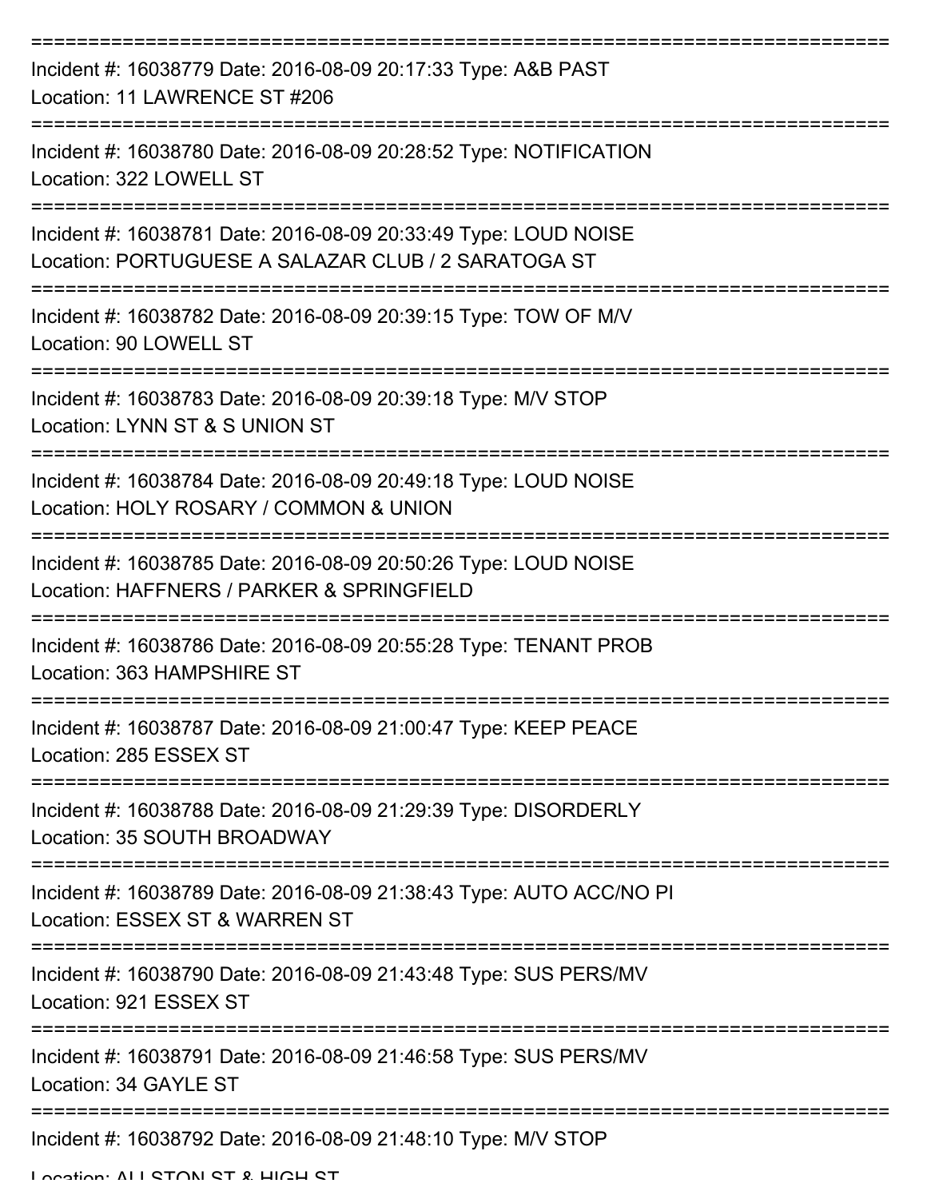===========================================================================
Incident #: 16038779 Date: 2016-08-09 20:17:33 Type: A&B PAST
Location: 11 LAWRENCE ST #206
===========================================================================
Incident #: 16038780 Date: 2016-08-09 20:28:52 Type: NOTIFICATION
Location: 322 LOWELL ST
===========================================================================
Incident #: 16038781 Date: 2016-08-09 20:33:49 Type: LOUD NOISE
Location: PORTUGUESE A SALAZAR CLUB / 2 SARATOGA ST
===========================================================================
Incident #: 16038782 Date: 2016-08-09 20:39:15 Type: TOW OF M/V
Location: 90 LOWELL ST
===========================================================================
Incident #: 16038783 Date: 2016-08-09 20:39:18 Type: M/V STOP
Location: LYNN ST & S UNION ST
===========================================================================
Incident #: 16038784 Date: 2016-08-09 20:49:18 Type: LOUD NOISE
Location: HOLY ROSARY / COMMON & UNION
===========================================================================
Incident #: 16038785 Date: 2016-08-09 20:50:26 Type: LOUD NOISE
Location: HAFFNERS / PARKER & SPRINGFIELD
===========================================================================
Incident #: 16038786 Date: 2016-08-09 20:55:28 Type: TENANT PROB
Location: 363 HAMPSHIRE ST
===========================================================================
Incident #: 16038787 Date: 2016-08-09 21:00:47 Type: KEEP PEACE
Location: 285 ESSEX ST
===========================================================================
Incident #: 16038788 Date: 2016-08-09 21:29:39 Type: DISORDERLY
Location: 35 SOUTH BROADWAY
===========================================================================
Incident #: 16038789 Date: 2016-08-09 21:38:43 Type: AUTO ACC/NO PI
Location: ESSEX ST & WARREN ST
===========================================================================
Incident #: 16038790 Date: 2016-08-09 21:43:48 Type: SUS PERS/MV
Location: 921 ESSEX ST
===========================================================================
Incident #: 16038791 Date: 2016-08-09 21:46:58 Type: SUS PERS/MV
Location: 34 GAYLE ST
===========================================================================
Incident #: 16038792 Date: 2016-08-09 21:48:10 Type: M/V STOP
Location: ALLSTON ST & HIGH ST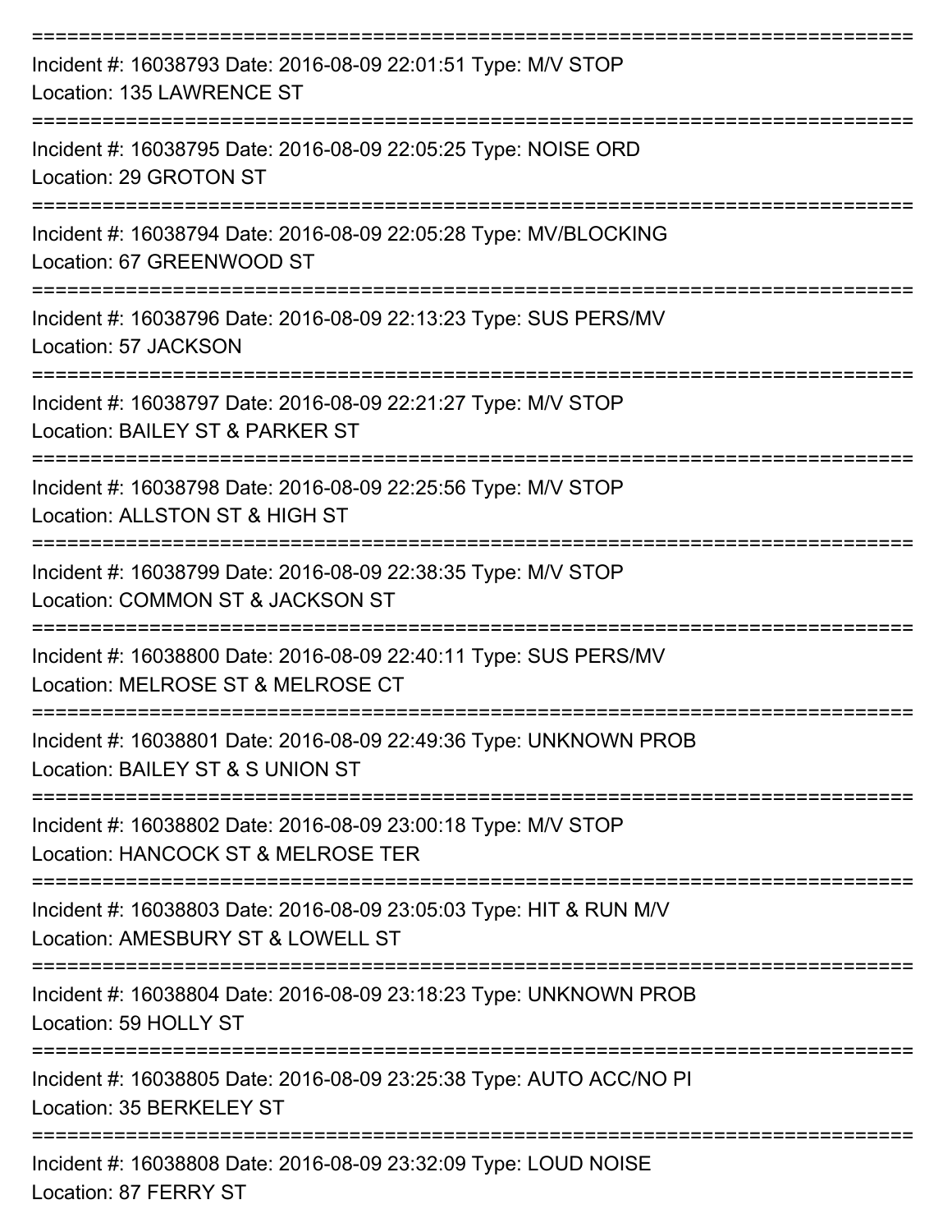===========================================================================
Incident #: 16038793 Date: 2016-08-09 22:01:51 Type: M/V STOP
Location: 135 LAWRENCE ST
===========================================================================
Incident #: 16038795 Date: 2016-08-09 22:05:25 Type: NOISE ORD
Location: 29 GROTON ST
===========================================================================
Incident #: 16038794 Date: 2016-08-09 22:05:28 Type: MV/BLOCKING
Location: 67 GREENWOOD ST
===========================================================================
Incident #: 16038796 Date: 2016-08-09 22:13:23 Type: SUS PERS/MV
Location: 57 JACKSON
===========================================================================
Incident #: 16038797 Date: 2016-08-09 22:21:27 Type: M/V STOP
Location: BAILEY ST & PARKER ST
===========================================================================
Incident #: 16038798 Date: 2016-08-09 22:25:56 Type: M/V STOP
Location: ALLSTON ST & HIGH ST
===========================================================================
Incident #: 16038799 Date: 2016-08-09 22:38:35 Type: M/V STOP
Location: COMMON ST & JACKSON ST
===========================================================================
Incident #: 16038800 Date: 2016-08-09 22:40:11 Type: SUS PERS/MV
Location: MELROSE ST & MELROSE CT
===========================================================================
Incident #: 16038801 Date: 2016-08-09 22:49:36 Type: UNKNOWN PROB
Location: BAILEY ST & S UNION ST
===========================================================================
Incident #: 16038802 Date: 2016-08-09 23:00:18 Type: M/V STOP
Location: HANCOCK ST & MELROSE TER
===========================================================================
Incident #: 16038803 Date: 2016-08-09 23:05:03 Type: HIT & RUN M/V
Location: AMESBURY ST & LOWELL ST
===========================================================================
Incident #: 16038804 Date: 2016-08-09 23:18:23 Type: UNKNOWN PROB
Location: 59 HOLLY ST
===========================================================================
Incident #: 16038805 Date: 2016-08-09 23:25:38 Type: AUTO ACC/NO PI
Location: 35 BERKELEY ST
===========================================================================
Incident #: 16038808 Date: 2016-08-09 23:32:09 Type: LOUD NOISE
Location: 87 FERRY ST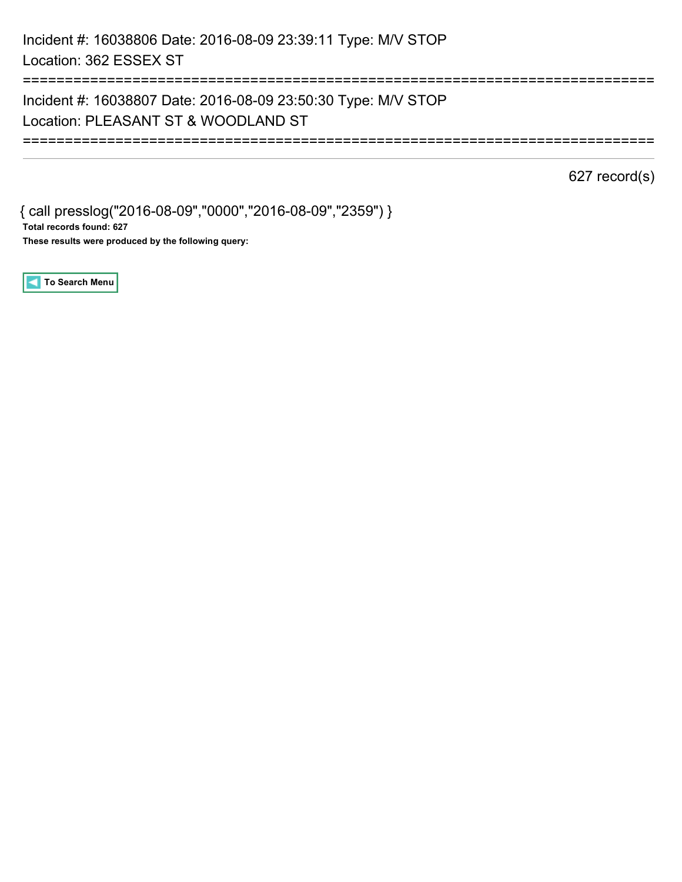Incident #: 16038806 Date: 2016-08-09 23:39:11 Type: M/V STOP
Location: 362 ESSEX ST

===========================================================================

Incident #: 16038807 Date: 2016-08-09 23:50:30 Type: M/V STOP
Location: PLEASANT ST & WOODLAND ST

===========================================================================

---

627 record(s)

{ call presslog("2016-08-09","0000","2016-08-09","2359") }

**Total records found: 627**

**These results were produced by the following query:**

**To Search Menu**